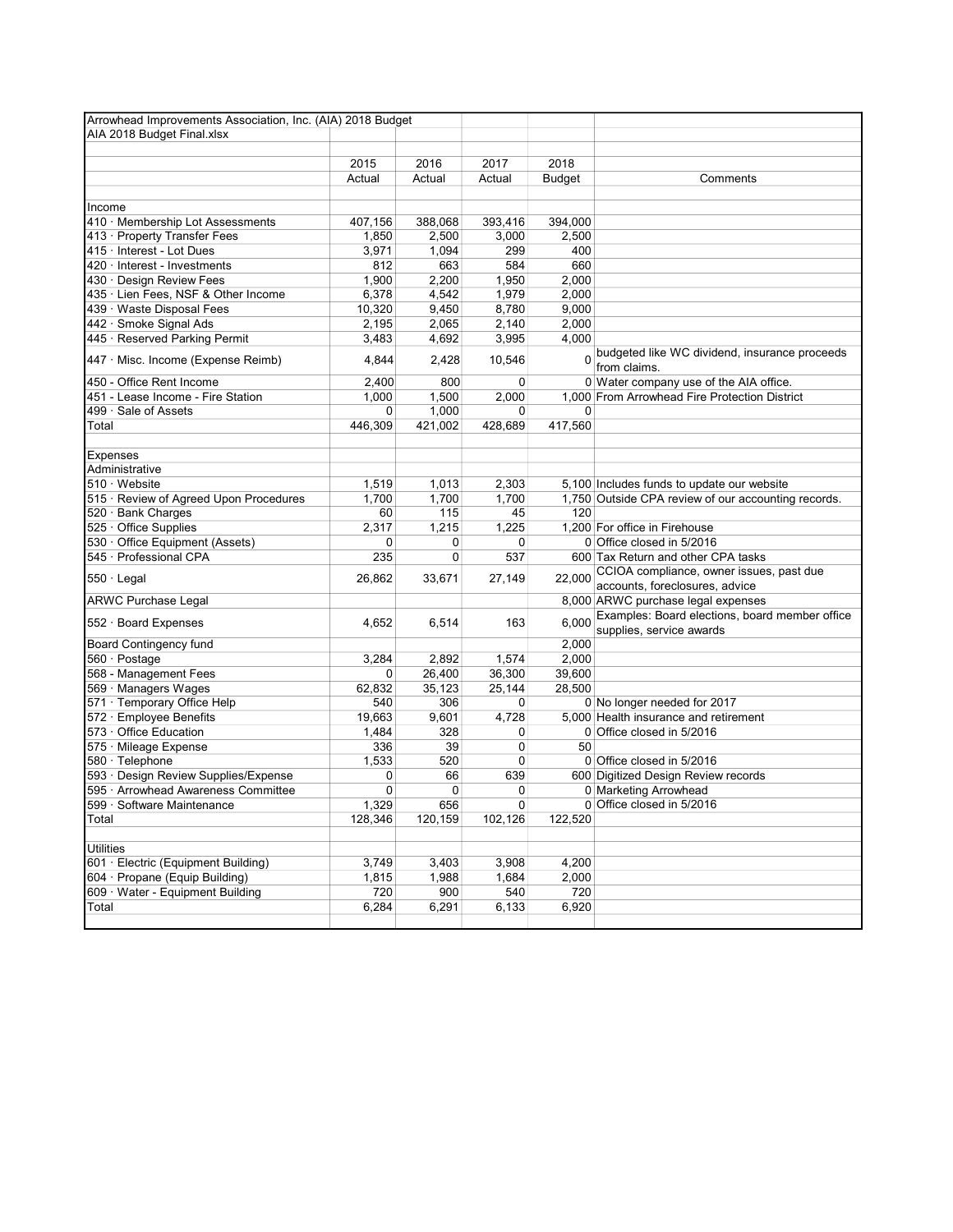Arrowhead Improvements Association, Inc. (AIA) 2018 Budget

AIA 2018 Budget Final.xlsx

| | 2015 Actual | 2016 Actual | 2017 Actual | 2018 Budget | Comments |
|---|---|---|---|---|---|
| **Income** | | | | | |
| 410 · Membership Lot Assessments | 407,156 | 388,068 | 393,416 | 394,000 | |
| 413 · Property Transfer Fees | 1,850 | 2,500 | 3,000 | 2,500 | |
| 415 · Interest - Lot Dues | 3,971 | 1,094 | 299 | 400 | |
| 420 · Interest - Investments | 812 | 663 | 584 | 660 | |
| 430 · Design Review Fees | 1,900 | 2,200 | 1,950 | 2,000 | |
| 435 · Lien Fees, NSF & Other Income | 6,378 | 4,542 | 1,979 | 2,000 | |
| 439 · Waste Disposal Fees | 10,320 | 9,450 | 8,780 | 9,000 | |
| 442 · Smoke Signal Ads | 2,195 | 2,065 | 2,140 | 2,000 | |
| 445 · Reserved Parking Permit | 3,483 | 4,692 | 3,995 | 4,000 | |
| 447 · Misc. Income (Expense Reimb) | 4,844 | 2,428 | 10,546 | 0 | budgeted like WC dividend, insurance proceeds from claims. |
| 450 - Office Rent Income | 2,400 | 800 | 0 | 0 | Water company use of the AIA office. |
| 451 - Lease Income - Fire Station | 1,000 | 1,500 | 2,000 | 1,000 | From Arrowhead Fire Protection District |
| 499 · Sale of Assets | 0 | 1,000 | 0 | 0 | |
| Total | 446,309 | 421,002 | 428,689 | 417,560 | |
| **Expenses** | | | | | |
| Administrative | | | | | |
| 510 · Website | 1,519 | 1,013 | 2,303 | 5,100 | Includes funds to update our website |
| 515 · Review of Agreed Upon Procedures | 1,700 | 1,700 | 1,700 | 1,750 | Outside CPA review of our accounting records. |
| 520 · Bank Charges | 60 | 115 | 45 | 120 | |
| 525 · Office Supplies | 2,317 | 1,215 | 1,225 | 1,200 | For office in Firehouse |
| 530 · Office Equipment (Assets) | 0 | 0 | 0 | 0 | Office closed in 5/2016 |
| 545 · Professional CPA | 235 | 0 | 537 | 600 | Tax Return and other CPA tasks |
| 550 · Legal | 26,862 | 33,671 | 27,149 | 22,000 | CCIOA compliance, owner issues, past due accounts, foreclosures, advice |
| ARWC Purchase Legal | | | | 8,000 | ARWC purchase legal expenses |
| 552 · Board Expenses | 4,652 | 6,514 | 163 | 6,000 | Examples: Board elections, board member office supplies, service awards |
| Board Contingency fund | | | | 2,000 | |
| 560 · Postage | 3,284 | 2,892 | 1,574 | 2,000 | |
| 568 - Management Fees | 0 | 26,400 | 36,300 | 39,600 | |
| 569 · Managers Wages | 62,832 | 35,123 | 25,144 | 28,500 | |
| 571 · Temporary Office Help | 540 | 306 | 0 | 0 | No longer needed for 2017 |
| 572 · Employee Benefits | 19,663 | 9,601 | 4,728 | 5,000 | Health insurance and retirement |
| 573 · Office Education | 1,484 | 328 | 0 | 0 | Office closed in 5/2016 |
| 575 · Mileage Expense | 336 | 39 | 0 | 50 | |
| 580 · Telephone | 1,533 | 520 | 0 | 0 | Office closed in 5/2016 |
| 593 · Design Review Supplies/Expense | 0 | 66 | 639 | 600 | Digitized Design Review records |
| 595 · Arrowhead Awareness Committee | 0 | 0 | 0 | 0 | Marketing Arrowhead |
| 599 · Software Maintenance | 1,329 | 656 | 0 | 0 | Office closed in 5/2016 |
| Total | 128,346 | 120,159 | 102,126 | 122,520 | |
| Utilities | | | | | |
| 601 · Electric (Equipment Building) | 3,749 | 3,403 | 3,908 | 4,200 | |
| 604 · Propane (Equip Building) | 1,815 | 1,988 | 1,684 | 2,000 | |
| 609 · Water - Equipment Building | 720 | 900 | 540 | 720 | |
| Total | 6,284 | 6,291 | 6,133 | 6,920 | |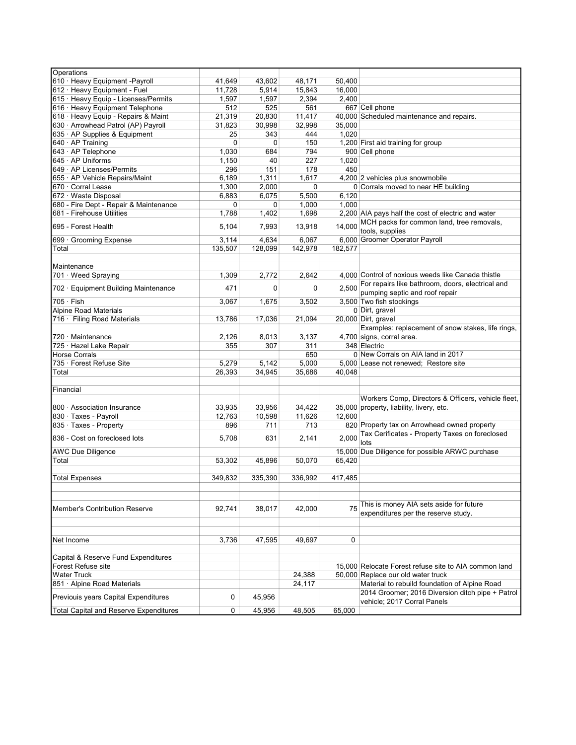| | | | | | |
|---|---|---|---|---|---|
| Operations | | | | | |
| 610 · Heavy Equipment -Payroll | 41,649 | 43,602 | 48,171 | 50,400 | |
| 612 · Heavy Equipment - Fuel | 11,728 | 5,914 | 15,843 | 16,000 | |
| 615 · Heavy Equip - Licenses/Permits | 1,597 | 1,597 | 2,394 | 2,400 | |
| 616 · Heavy Equipment Telephone | 512 | 525 | 561 | 667 | Cell phone |
| 618 · Heavy Equip - Repairs & Maint | 21,319 | 20,830 | 11,417 | 40,000 | Scheduled maintenance and repairs. |
| 630 · Arrowhead Patrol (AP) Payroll | 31,823 | 30,998 | 32,998 | 35,000 | |
| 635 · AP Supplies & Equipment | 25 | 343 | 444 | 1,020 | |
| 640 · AP Training | 0 | 0 | 150 | 1,200 | First aid training for group |
| 643 · AP Telephone | 1,030 | 684 | 794 | 900 | Cell phone |
| 645 · AP Uniforms | 1,150 | 40 | 227 | 1,020 | |
| 649 · AP Licenses/Permits | 296 | 151 | 178 | 450 | |
| 655 · AP Vehicle Repairs/Maint | 6,189 | 1,311 | 1,617 | 4,200 | 2 vehicles plus snowmobile |
| 670 · Corral Lease | 1,300 | 2,000 | 0 | 0 | Corrals moved to near HE building |
| 672 · Waste Disposal | 6,883 | 6,075 | 5,500 | 6,120 | |
| 680 - Fire Dept - Repair & Maintenance | 0 | 0 | 1,000 | 1,000 | |
| 681 - Firehouse Utilities | 1,788 | 1,402 | 1,698 | 2,200 | AIA pays half the cost of electric and water |
| 695 - Forest Health | 5,104 | 7,993 | 13,918 | 14,000 | MCH packs for common land, tree removals, tools, supplies |
| 699 · Grooming Expense | 3,114 | 4,634 | 6,067 | 6,000 | Groomer Operator Payroll |
| Total | 135,507 | 128,099 | 142,978 | 182,577 | |
| | | | | | |
| Maintenance | | | | | |
| 701 · Weed Spraying | 1,309 | 2,772 | 2,642 | 4,000 | Control of noxious weeds like Canada thistle |
| 702 · Equipment Building Maintenance | 471 | 0 | 0 | 2,500 | For repairs like bathroom, doors, electrical and pumping septic and roof repair |
| 705 · Fish | 3,067 | 1,675 | 3,502 | 3,500 | Two fish stockings |
| Alpine Road Materials | | | | 0 | Dirt, gravel |
| 716 · Filing Road Materials | 13,786 | 17,036 | 21,094 | 20,000 | Dirt, gravel |
| 720 · Maintenance | 2,126 | 8,013 | 3,137 | 4,700 | Examples: replacement of snow stakes, life rings, signs, corral area. |
| 725 · Hazel Lake Repair | 355 | 307 | 311 | 348 | Electric |
| Horse Corrals | | | 650 | 0 | New Corrals on AIA land in 2017 |
| 735 · Forest Refuse Site | 5,279 | 5,142 | 5,000 | 5,000 | Lease not renewed; Restore site |
| Total | 26,393 | 34,945 | 35,686 | 40,048 | |
| | | | | | |
| Financial | | | | | |
| 800 · Association Insurance | 33,935 | 33,956 | 34,422 | 35,000 | Workers Comp, Directors & Officers, vehicle fleet, property, liability, livery, etc. |
| 830 · Taxes - Payroll | 12,763 | 10,598 | 11,626 | 12,600 | |
| 835 · Taxes - Property | 896 | 711 | 713 | 820 | Property tax on Arrowhead owned property |
| 836 - Cost on foreclosed lots | 5,708 | 631 | 2,141 | 2,000 | Tax Cerificates - Property Taxes on foreclosed lots |
| AWC Due Diligence | | | | 15,000 | Due Diligence for possible ARWC purchase |
| Total | 53,302 | 45,896 | 50,070 | 65,420 | |
| | | | | | |
| Total Expenses | 349,832 | 335,390 | 336,992 | 417,485 | |
| | | | | | |
| Member's Contribution Reserve | 92,741 | 38,017 | 42,000 | 75 | This is money AIA sets aside for future expenditures per the reserve study. |
| | | | | | |
| Net Income | 3,736 | 47,595 | 49,697 | 0 | |
| | | | | | |
| Capital & Reserve Fund Expenditures | | | | | |
| Forest Refuse site | | | | 15,000 | Relocate Forest refuse site to AIA common land |
| Water Truck | | | 24,388 | 50,000 | Replace our old water truck |
| 851 · Alpine Road Materials | | | 24,117 | | Material to rebuild foundation of Alpine Road |
| Previouis years Capital Expenditures | 0 | 45,956 | | | 2014 Groomer; 2016 Diversion ditch pipe + Patrol vehicle; 2017 Corral Panels |
| Total Capital and Reserve Expenditures | 0 | 45,956 | 48,505 | 65,000 | |